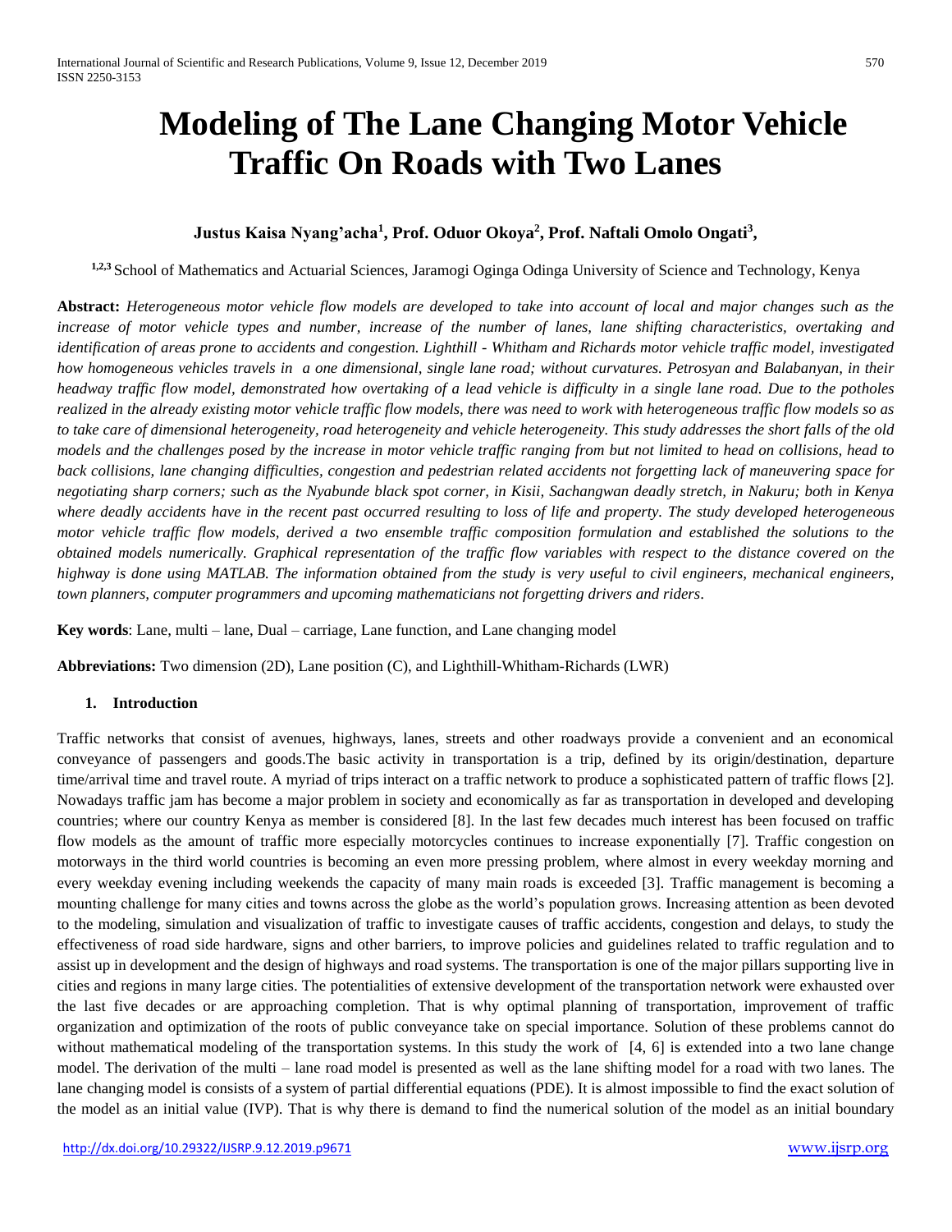# Modeling of The Lane Changing Motor Vehicle Traffic On Roads with Two Lanes

**Justus Kaisa Nyang'acha[1], Prof. Oduor Okoya[2], Prof. Naftali Omolo Ongati[3],**

[1,2,3] School of Mathematics and Actuarial Sciences, Jaramogi Oginga Odinga University of Science and Technology, Kenya

**Abstract:** *Heterogeneous motor vehicle flow models are developed to take into account of local and major changes such as the increase of motor vehicle types and number, increase of the number of lanes, lane shifting characteristics, overtaking and identification of areas prone to accidents and congestion. Lighthill - Whitham and Richards motor vehicle traffic model, investigated how homogeneous vehicles travels in a one dimensional, single lane road; without curvatures. Petrosyan and Balabanyan, in their headway traffic flow model, demonstrated how overtaking of a lead vehicle is difficulty in a single lane road. Due to the potholes realized in the already existing motor vehicle traffic flow models, there was need to work with heterogeneous traffic flow models so as to take care of dimensional heterogeneity, road heterogeneity and vehicle heterogeneity. This study addresses the short falls of the old models and the challenges posed by the increase in motor vehicle traffic ranging from but not limited to head on collisions, head to back collisions, lane changing difficulties, congestion and pedestrian related accidents not forgetting lack of maneuvering space for negotiating sharp corners; such as the Nyabunde black spot corner, in Kisii, Sachangwan deadly stretch, in Nakuru; both in Kenya where deadly accidents have in the recent past occurred resulting to loss of life and property. The study developed heterogeneous motor vehicle traffic flow models, derived a two ensemble traffic composition formulation and established the solutions to the obtained models numerically. Graphical representation of the traffic flow variables with respect to the distance covered on the highway is done using MATLAB. The information obtained from the study is very useful to civil engineers, mechanical engineers, town planners, computer programmers and upcoming mathematicians not forgetting drivers and riders.*

**Key words**: Lane, multi – lane, Dual – carriage, Lane function, and Lane changing model

**Abbreviations:** Two dimension (2D), Lane position (C), and Lighthill-Whitham-Richards (LWR)

## 1. Introduction

Traffic networks that consist of avenues, highways, lanes, streets and other roadways provide a convenient and an economical conveyance of passengers and goods.The basic activity in transportation is a trip, defined by its origin/destination, departure time/arrival time and travel route. A myriad of trips interact on a traffic network to produce a sophisticated pattern of traffic flows [2]. Nowadays traffic jam has become a major problem in society and economically as far as transportation in developed and developing countries; where our country Kenya as member is considered [8]. In the last few decades much interest has been focused on traffic flow models as the amount of traffic more especially motorcycles continues to increase exponentially [7]. Traffic congestion on motorways in the third world countries is becoming an even more pressing problem, where almost in every weekday morning and every weekday evening including weekends the capacity of many main roads is exceeded [3]. Traffic management is becoming a mounting challenge for many cities and towns across the globe as the world's population grows. Increasing attention as been devoted to the modeling, simulation and visualization of traffic to investigate causes of traffic accidents, congestion and delays, to study the effectiveness of road side hardware, signs and other barriers, to improve policies and guidelines related to traffic regulation and to assist up in development and the design of highways and road systems. The transportation is one of the major pillars supporting live in cities and regions in many large cities. The potentialities of extensive development of the transportation network were exhausted over the last five decades or are approaching completion. That is why optimal planning of transportation, improvement of traffic organization and optimization of the roots of public conveyance take on special importance. Solution of these problems cannot do without mathematical modeling of the transportation systems. In this study the work of [4, 6] is extended into a two lane change model. The derivation of the multi – lane road model is presented as well as the lane shifting model for a road with two lanes. The lane changing model is consists of a system of partial differential equations (PDE). It is almost impossible to find the exact solution of the model as an initial value (IVP). That is why there is demand to find the numerical solution of the model as an initial boundary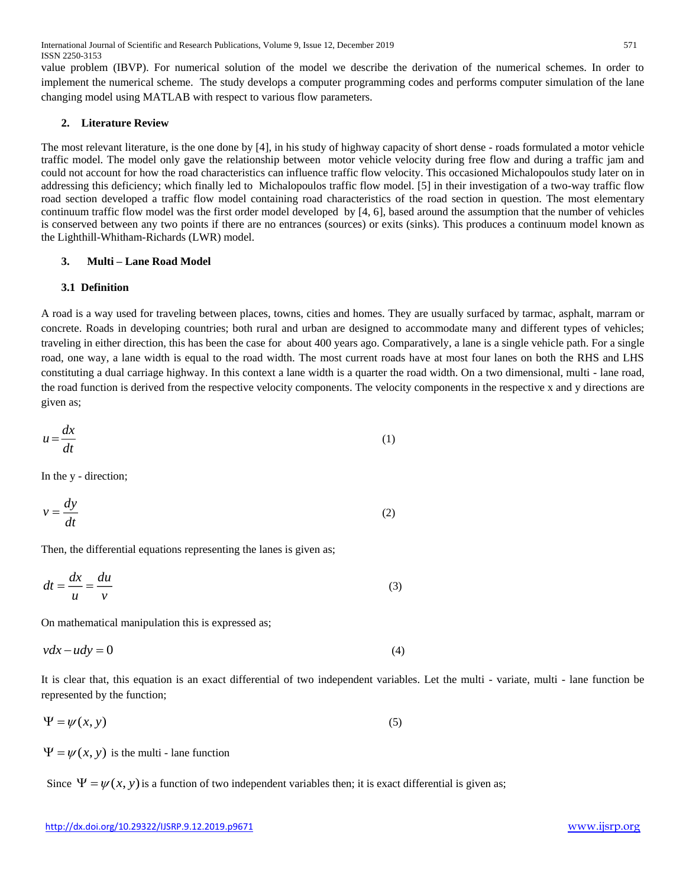value problem (IBVP). For numerical solution of the model we describe the derivation of the numerical schemes. In order to implement the numerical scheme. The study develops a computer programming codes and performs computer simulation of the lane changing model using MATLAB with respect to various flow parameters.

## 2. Literature Review

The most relevant literature, is the one done by [4], in his study of highway capacity of short dense - roads formulated a motor vehicle traffic model. The model only gave the relationship between motor vehicle velocity during free flow and during a traffic jam and could not account for how the road characteristics can influence traffic flow velocity. This occasioned Michalopoulos study later on in addressing this deficiency; which finally led to Michalopoulos traffic flow model. [5] in their investigation of a two-way traffic flow road section developed a traffic flow model containing road characteristics of the road section in question. The most elementary continuum traffic flow model was the first order model developed by [4, 6], based around the assumption that the number of vehicles is conserved between any two points if there are no entrances (sources) or exits (sinks). This produces a continuum model known as the Lighthill-Whitham-Richards (LWR) model.

## 3. Multi – Lane Road Model

### 3.1 Definition

A road is a way used for traveling between places, towns, cities and homes. They are usually surfaced by tarmac, asphalt, marram or concrete. Roads in developing countries; both rural and urban are designed to accommodate many and different types of vehicles; traveling in either direction, this has been the case for about 400 years ago. Comparatively, a lane is a single vehicle path. For a single road, one way, a lane width is equal to the road width. The most current roads have at most four lanes on both the RHS and LHS constituting a dual carriage highway. In this context a lane width is a quarter the road width. On a two dimensional, multi - lane road, the road function is derived from the respective velocity components. The velocity components in the respective x and y directions are given as;

$$u = \frac{dx}{dt} \tag{1}$$

In the y - direction;

$$v = \frac{dy}{dt} \tag{2}$$

Then, the differential equations representing the lanes is given as;

$$dt = \frac{dx}{u} = \frac{du}{v} \tag{3}$$

On mathematical manipulation this is expressed as;

$$vdx - udy = 0 \tag{4}$$

It is clear that, this equation is an exact differential of two independent variables. Let the multi - variate, multi - lane function be represented by the function;

$$\Psi = \psi(x, y) \tag{5}$$

$\Psi = \psi(x, y)$ is the multi - lane function

Since $\Psi = \psi(x, y)$ is a function of two independent variables then; it is exact differential is given as;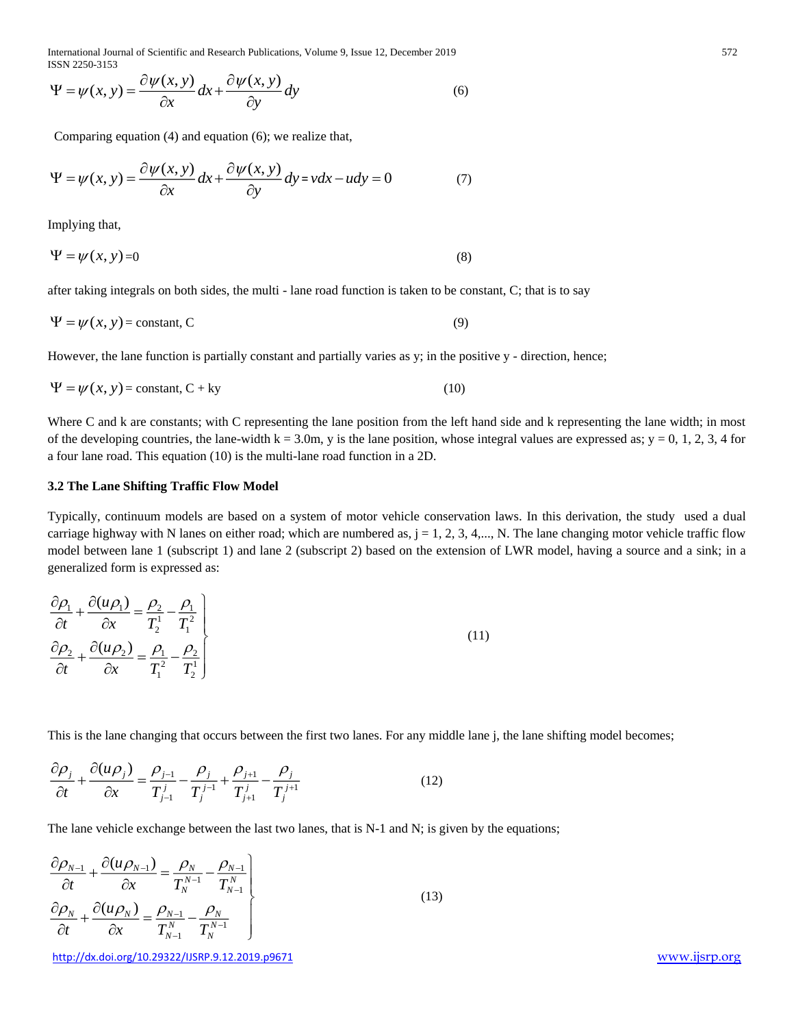$$\Psi = \psi(x,y) = \frac{\partial \psi(x,y)}{\partial x}dx + \frac{\partial \psi(x,y)}{\partial y}dy \tag{6}$$

Comparing equation (4) and equation (6); we realize that,

$$\Psi = \psi(x,y) = \frac{\partial \psi(x,y)}{\partial x}dx + \frac{\partial \psi(x,y)}{\partial y}dy = vdx - udy = 0 \tag{7}$$

Implying that,

$$\Psi = \psi(x,y) = 0 \tag{8}$$

after taking integrals on both sides, the multi - lane road function is taken to be constant, C; that is to say

$$\Psi = \psi(x,y) = \text{constant, C} \tag{9}$$

However, the lane function is partially constant and partially varies as y; in the positive y - direction, hence;

$$\Psi = \psi(x,y) = \text{constant, C} + \text{ky} \tag{10}$$

Where C and k are constants; with C representing the lane position from the left hand side and k representing the lane width; in most of the developing countries, the lane-width k = 3.0m, y is the lane position, whose integral values are expressed as; y = 0, 1, 2, 3, 4 for a four lane road. This equation (10) is the multi-lane road function in a 2D.

### 3.2 The Lane Shifting Traffic Flow Model

Typically, continuum models are based on a system of motor vehicle conservation laws. In this derivation, the study used a dual carriage highway with N lanes on either road; which are numbered as, j = 1, 2, 3, 4,..., N. The lane changing motor vehicle traffic flow model between lane 1 (subscript 1) and lane 2 (subscript 2) based on the extension of LWR model, having a source and a sink; in a generalized form is expressed as:

$$\left.\begin{aligned}
\frac{\partial \rho_1}{\partial t} + \frac{\partial (u\rho_1)}{\partial x} &= \frac{\rho_2}{T_2^1} - \frac{\rho_1}{T_1^2} \\
\frac{\partial \rho_2}{\partial t} + \frac{\partial (u\rho_2)}{\partial x} &= \frac{\rho_1}{T_1^2} - \frac{\rho_2}{T_2^1}
\end{aligned}\right\} \tag{11}$$

This is the lane changing that occurs between the first two lanes. For any middle lane j, the lane shifting model becomes;

$$\frac{\partial \rho_j}{\partial t} + \frac{\partial (u\rho_j)}{\partial x} = \frac{\rho_{j-1}}{T_{j-1}^j} - \frac{\rho_j}{T_j^{j-1}} + \frac{\rho_{j+1}}{T_{j+1}^j} - \frac{\rho_j}{T_j^{j+1}} \tag{12}$$

The lane vehicle exchange between the last two lanes, that is N-1 and N; is given by the equations;

$$\left.\begin{aligned}
\frac{\partial \rho_{N-1}}{\partial t} + \frac{\partial (u\rho_{N-1})}{\partial x} &= \frac{\rho_N}{T_N^{N-1}} - \frac{\rho_{N-1}}{T_{N-1}^N} \\
\frac{\partial \rho_N}{\partial t} + \frac{\partial (u\rho_N)}{\partial x} &= \frac{\rho_{N-1}}{T_{N-1}^N} - \frac{\rho_N}{T_N^{N-1}}
\end{aligned}\right\} \tag{13}$$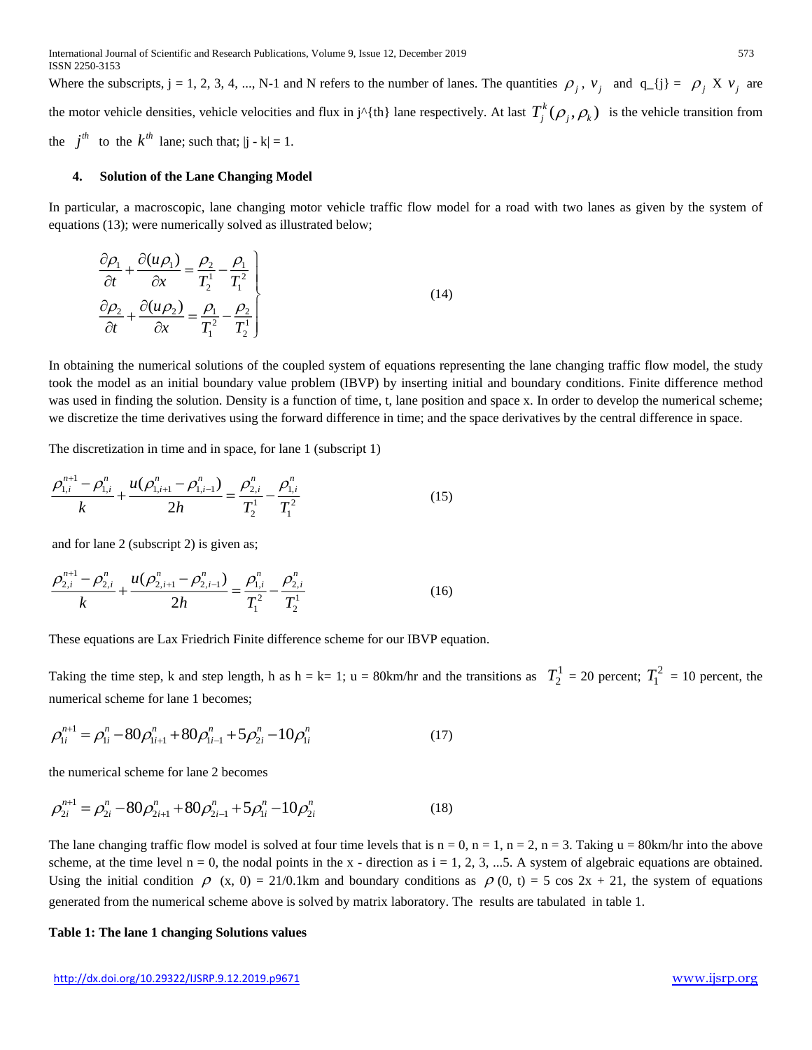Where the subscripts, j = 1, 2, 3, 4, ..., N-1 and N refers to the number of lanes. The quantities $\rho_j$, $v_j$ and q_{j} = $\rho_j$ X $v_j$ are the motor vehicle densities, vehicle velocities and flux in j^{th} lane respectively. At last $T_j^k(\rho_j, \rho_k)$ is the vehicle transition from the $j^{th}$ to the $k^{th}$ lane; such that; |j - k| = 1.

#### 4. Solution of the Lane Changing Model

In particular, a macroscopic, lane changing motor vehicle traffic flow model for a road with two lanes as given by the system of equations (13); were numerically solved as illustrated below;

$$\left.\begin{aligned} \frac{\partial \rho_1}{\partial t} + \frac{\partial (u\rho_1)}{\partial x} &= \frac{\rho_2}{T_2^1} - \frac{\rho_1}{T_1^2} \\ \frac{\partial \rho_2}{\partial t} + \frac{\partial (u\rho_2)}{\partial x} &= \frac{\rho_1}{T_1^2} - \frac{\rho_2}{T_2^1} \end{aligned}\right\} \tag{14}$$

In obtaining the numerical solutions of the coupled system of equations representing the lane changing traffic flow model, the study took the model as an initial boundary value problem (IBVP) by inserting initial and boundary conditions. Finite difference method was used in finding the solution. Density is a function of time, t, lane position and space x. In order to develop the numerical scheme; we discretize the time derivatives using the forward difference in time; and the space derivatives by the central difference in space.

The discretization in time and in space, for lane 1 (subscript 1)

$$\frac{\rho_{1,i}^{n+1} - \rho_{1,i}^n}{k} + \frac{u(\rho_{1,i+1}^n - \rho_{1,i-1}^n)}{2h} = \frac{\rho_{2,i}^n}{T_2^1} - \frac{\rho_{1,i}^n}{T_1^2} \tag{15}$$

and for lane 2 (subscript 2) is given as;

$$\frac{\rho_{2,i}^{n+1} - \rho_{2,i}^n}{k} + \frac{u(\rho_{2,i+1}^n - \rho_{2,i-1}^n)}{2h} = \frac{\rho_{1,i}^n}{T_1^2} - \frac{\rho_{2,i}^n}{T_2^1} \tag{16}$$

These equations are Lax Friedrich Finite difference scheme for our IBVP equation.

Taking the time step, k and step length, h as h = k= 1; u = 80km/hr and the transitions as $T_2^1$ = 20 percent; $T_1^2$ = 10 percent, the numerical scheme for lane 1 becomes;

$$\rho_{1i}^{n+1} = \rho_{1i}^n - 80\rho_{1i+1}^n + 80\rho_{1i-1}^n + 5\rho_{2i}^n - 10\rho_{1i}^n \tag{17}$$

the numerical scheme for lane 2 becomes

$$\rho_{2i}^{n+1} = \rho_{2i}^n - 80\rho_{2i+1}^n + 80\rho_{2i-1}^n + 5\rho_{1i}^n - 10\rho_{2i}^n \tag{18}$$

The lane changing traffic flow model is solved at four time levels that is n = 0, n = 1, n = 2, n = 3. Taking u = 80km/hr into the above scheme, at the time level n = 0, the nodal points in the x - direction as i = 1, 2, 3, ...5. A system of algebraic equations are obtained. Using the initial condition $\rho$ (x, 0) = 21/0.1km and boundary conditions as $\rho$ (0, t) = 5 cos 2x + 21, the system of equations generated from the numerical scheme above is solved by matrix laboratory. The results are tabulated in table 1.

**Table 1: The lane 1 changing Solutions values**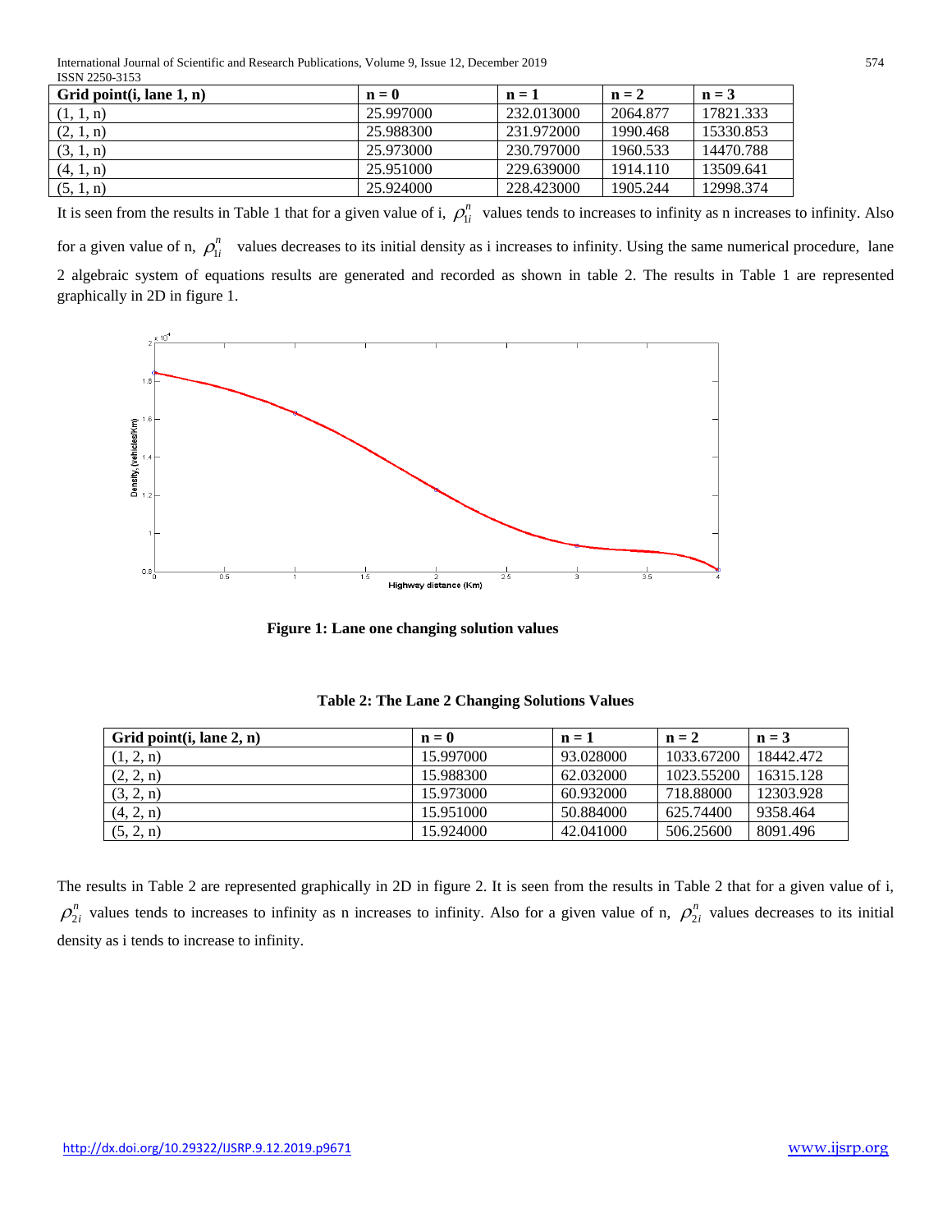| Grid point(i, lane 1, n) | n = 0 | n = 1 | n = 2 | n = 3 |
| --- | --- | --- | --- | --- |
| (1, 1, n) | 25.997000 | 232.013000 | 2064.877 | 17821.333 |
| (2, 1, n) | 25.988300 | 231.972000 | 1990.468 | 15330.853 |
| (3, 1, n) | 25.973000 | 230.797000 | 1960.533 | 14470.788 |
| (4, 1, n) | 25.951000 | 229.639000 | 1914.110 | 13509.641 |
| (5, 1, n) | 25.924000 | 228.423000 | 1905.244 | 12998.374 |

It is seen from the results in Table 1 that for a given value of i, $\rho_{1i}^{n}$ values tends to increases to infinity as n increases to infinity. Also for a given value of n, $\rho_{1i}^{n}$ values decreases to its initial density as i increases to infinity. Using the same numerical procedure, lane 2 algebraic system of equations results are generated and recorded as shown in table 2. The results in Table 1 are represented graphically in 2D in figure 1.

**Figure 1: Lane one changing solution values**

**Table 2: The Lane 2 Changing Solutions Values**

| Grid point(i, lane 2, n) | n = 0 | n = 1 | n = 2 | n = 3 |
| --- | --- | --- | --- | --- |
| (1, 2, n) | 15.997000 | 93.028000 | 1033.67200 | 18442.472 |
| (2, 2, n) | 15.988300 | 62.032000 | 1023.55200 | 16315.128 |
| (3, 2, n) | 15.973000 | 60.932000 | 718.88000 | 12303.928 |
| (4, 2, n) | 15.951000 | 50.884000 | 625.74400 | 9358.464 |
| (5, 2, n) | 15.924000 | 42.041000 | 506.25600 | 8091.496 |

The results in Table 2 are represented graphically in 2D in figure 2. It is seen from the results in Table 2 that for a given value of i, $\rho_{2i}^{n}$ values tends to increases to infinity as n increases to infinity. Also for a given value of n, $\rho_{2i}^{n}$ values decreases to its initial density as i tends to increase to infinity.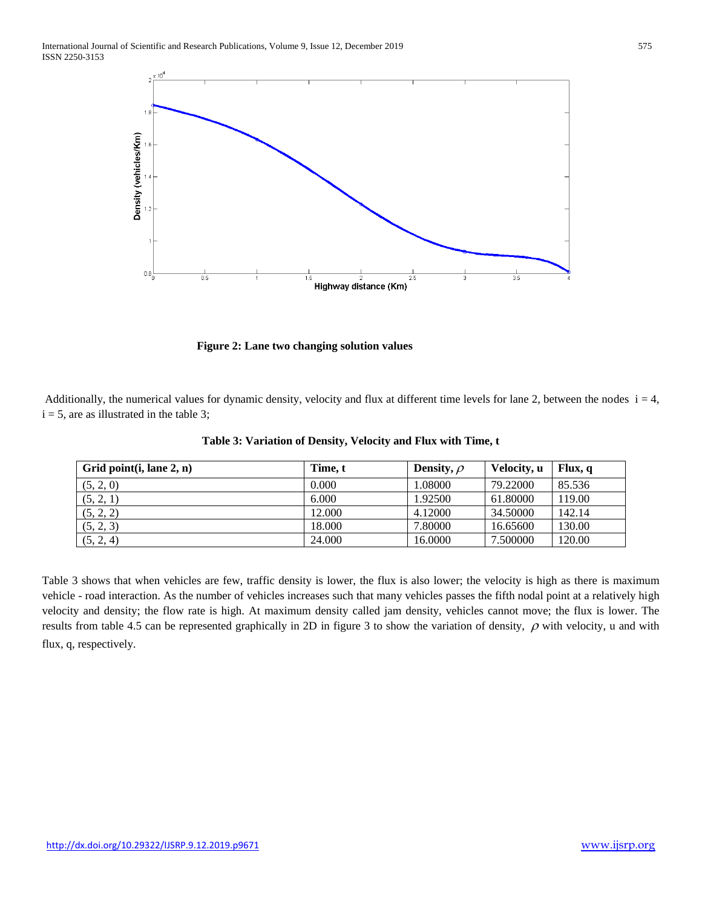**Figure 2: Lane two changing solution values**

Additionally, the numerical values for dynamic density, velocity and flux at different time levels for lane 2, between the nodes $i = 4$, $i = 5$, are as illustrated in the table 3;

**Table 3: Variation of Density, Velocity and Flux with Time, t**

| Grid point(i, lane 2, n) | Time, t | Density, $\rho$ | Velocity, u | Flux, q |
|---|---|---|---|---|
| (5, 2, 0) | 0.000 | 1.08000 | 79.22000 | 85.536 |
| (5, 2, 1) | 6.000 | 1.92500 | 61.80000 | 119.00 |
| (5, 2, 2) | 12.000 | 4.12000 | 34.50000 | 142.14 |
| (5, 2, 3) | 18.000 | 7.80000 | 16.65600 | 130.00 |
| (5, 2, 4) | 24.000 | 16.0000 | 7.500000 | 120.00 |

Table 3 shows that when vehicles are few, traffic density is lower, the flux is also lower; the velocity is high as there is maximum vehicle - road interaction. As the number of vehicles increases such that many vehicles passes the fifth nodal point at a relatively high velocity and density; the flow rate is high. At maximum density called jam density, vehicles cannot move; the flux is lower. The results from table 4.5 can be represented graphically in 2D in figure 3 to show the variation of density, $\rho$ with velocity, u and with flux, q, respectively.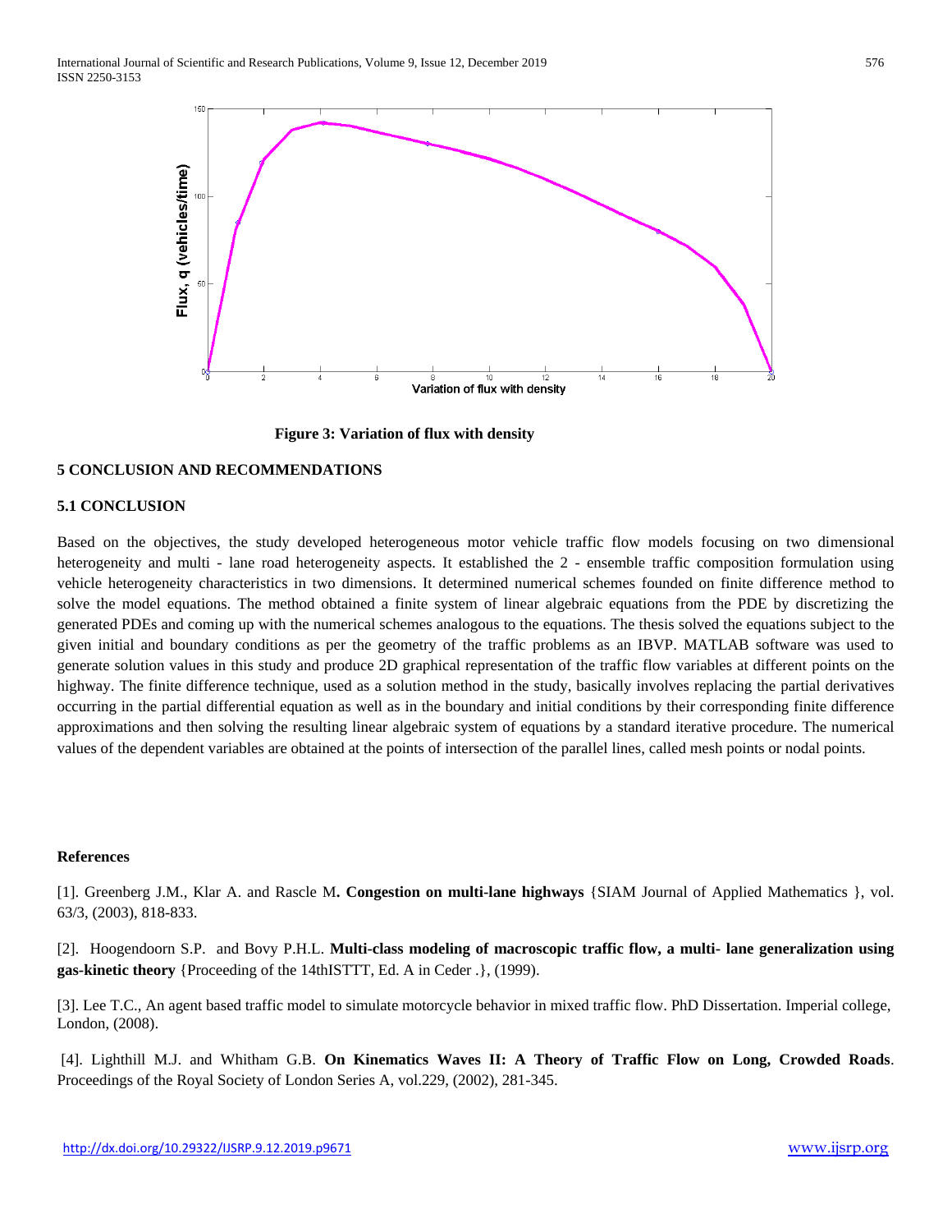Figure 3: Variation of flux with density

## 5 CONCLUSION AND RECOMMENDATIONS

### 5.1 CONCLUSION

Based on the objectives, the study developed heterogeneous motor vehicle traffic flow models focusing on two dimensional heterogeneity and multi - lane road heterogeneity aspects. It established the 2 - ensemble traffic composition formulation using vehicle heterogeneity characteristics in two dimensions. It determined numerical schemes founded on finite difference method to solve the model equations. The method obtained a finite system of linear algebraic equations from the PDE by discretizing the generated PDEs and coming up with the numerical schemes analogous to the equations. The thesis solved the equations subject to the given initial and boundary conditions as per the geometry of the traffic problems as an IBVP. MATLAB software was used to generate solution values in this study and produce 2D graphical representation of the traffic flow variables at different points on the highway. The finite difference technique, used as a solution method in the study, basically involves replacing the partial derivatives occurring in the partial differential equation as well as in the boundary and initial conditions by their corresponding finite difference approximations and then solving the resulting linear algebraic system of equations by a standard iterative procedure. The numerical values of the dependent variables are obtained at the points of intersection of the parallel lines, called mesh points or nodal points.

### References

[1]. Greenberg J.M., Klar A. and Rascle M**. Congestion on multi-lane highways** {SIAM Journal of Applied Mathematics }, vol. 63/3, (2003), 818-833.

[2]. Hoogendoorn S.P. and Bovy P.H.L. **Multi-class modeling of macroscopic traffic flow, a multi- lane generalization using gas-kinetic theory** {Proceeding of the 14thISTTT, Ed. A in Ceder .}, (1999).

[3]. Lee T.C., An agent based traffic model to simulate motorcycle behavior in mixed traffic flow. PhD Dissertation. Imperial college, London, (2008).

[4]. Lighthill M.J. and Whitham G.B. **On Kinematics Waves II: A Theory of Traffic Flow on Long, Crowded Roads**. Proceedings of the Royal Society of London Series A, vol.229, (2002), 281-345.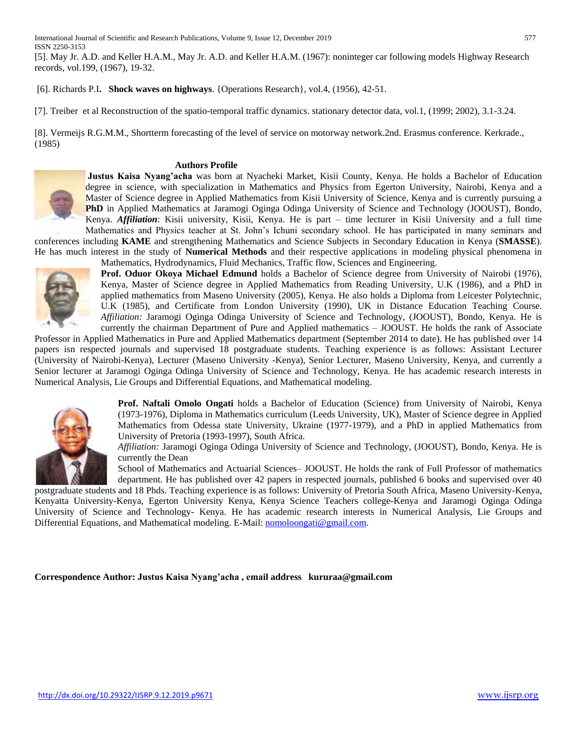[5]. May Jr. A.D. and Keller H.A.M., May Jr. A.D. and Keller H.A.M. (1967): noninteger car following models Highway Research records, vol.199, (1967), 19-32.

[6]. Richards P.I**. Shock waves on highways**. {Operations Research}, vol.4, (1956), 42-51.

[7]. Treiber et al Reconstruction of the spatio-temporal traffic dynamics. stationary detector data, vol.1, (1999; 2002), 3.1-3.24.

[8]. Vermeijs R.G.M.M., Shortterm forecasting of the level of service on motorway network.2nd. Erasmus conference. Kerkrade., (1985)

**Authors Profile**

**Justus Kaisa Nyang'acha** was born at Nyacheki Market, Kisii County, Kenya. He holds a Bachelor of Education degree in science, with specialization in Mathematics and Physics from Egerton University, Nairobi, Kenya and a Master of Science degree in Applied Mathematics from Kisii University of Science, Kenya and is currently pursuing a **PhD** in Applied Mathematics at Jaramogi Oginga Odinga University of Science and Technology (JOOUST), Bondo, Kenya. ***Affiliation***: Kisii university, Kisii, Kenya. He is part – time lecturer in Kisii University and a full time Mathematics and Physics teacher at St. John's Ichuni secondary school. He has participated in many seminars and conferences including **KAME** and strengthening Mathematics and Science Subjects in Secondary Education in Kenya (**SMASSE**). He has much interest in the study of **Numerical Methods** and their respective applications in modeling physical phenomena in Mathematics, Hydrodynamics, Fluid Mechanics, Traffic flow, Sciences and Engineering.

**Prof. Oduor Okoya Michael Edmund** holds a Bachelor of Science degree from University of Nairobi (1976), Kenya, Master of Science degree in Applied Mathematics from Reading University, U.K (1986), and a PhD in applied mathematics from Maseno University (2005), Kenya. He also holds a Diploma from Leicester Polytechnic, U.K (1985), and Certificate from London University (1990), UK in Distance Education Teaching Course. *Affiliation:* Jaramogi Oginga Odinga University of Science and Technology, (JOOUST), Bondo, Kenya. He is currently the chairman Department of Pure and Applied mathematics – JOOUST. He holds the rank of Associate Professor in Applied Mathematics in Pure and Applied Mathematics department (September 2014 to date). He has published over 14 papers isn respected journals and supervised 18 postgraduate students. Teaching experience is as follows: Assistant Lecturer (University of Nairobi-Kenya), Lecturer (Maseno University -Kenya), Senior Lecturer, Maseno University, Kenya, and currently a Senior lecturer at Jaramogi Oginga Odinga University of Science and Technology, Kenya. He has academic research interests in Numerical Analysis, Lie Groups and Differential Equations, and Mathematical modeling.

**Prof. Naftali Omolo Ongati** holds a Bachelor of Education (Science) from University of Nairobi, Kenya (1973-1976), Diploma in Mathematics curriculum (Leeds University, UK), Master of Science degree in Applied Mathematics from Odessa state University, Ukraine (1977-1979), and a PhD in applied Mathematics from University of Pretoria (1993-1997), South Africa.

*Affiliation:* Jaramogi Oginga Odinga University of Science and Technology, (JOOUST), Bondo, Kenya. He is currently the Dean

School of Mathematics and Actuarial Sciences– JOOUST. He holds the rank of Full Professor of mathematics department. He has published over 42 papers in respected journals, published 6 books and supervised over 40 postgraduate students and 18 Phds. Teaching experience is as follows: University of Pretoria South Africa, Maseno University-Kenya, Kenyatta University-Kenya, Egerton University Kenya, Kenya Science Teachers college-Kenya and Jaramogi Oginga Odinga University of Science and Technology- Kenya. He has academic research interests in Numerical Analysis, Lie Groups and Differential Equations, and Mathematical modeling. E-Mail: nomoloongati@gmail.com.

**Correspondence Author: Justus Kaisa Nyang'acha , email address kururaa@gmail.com**